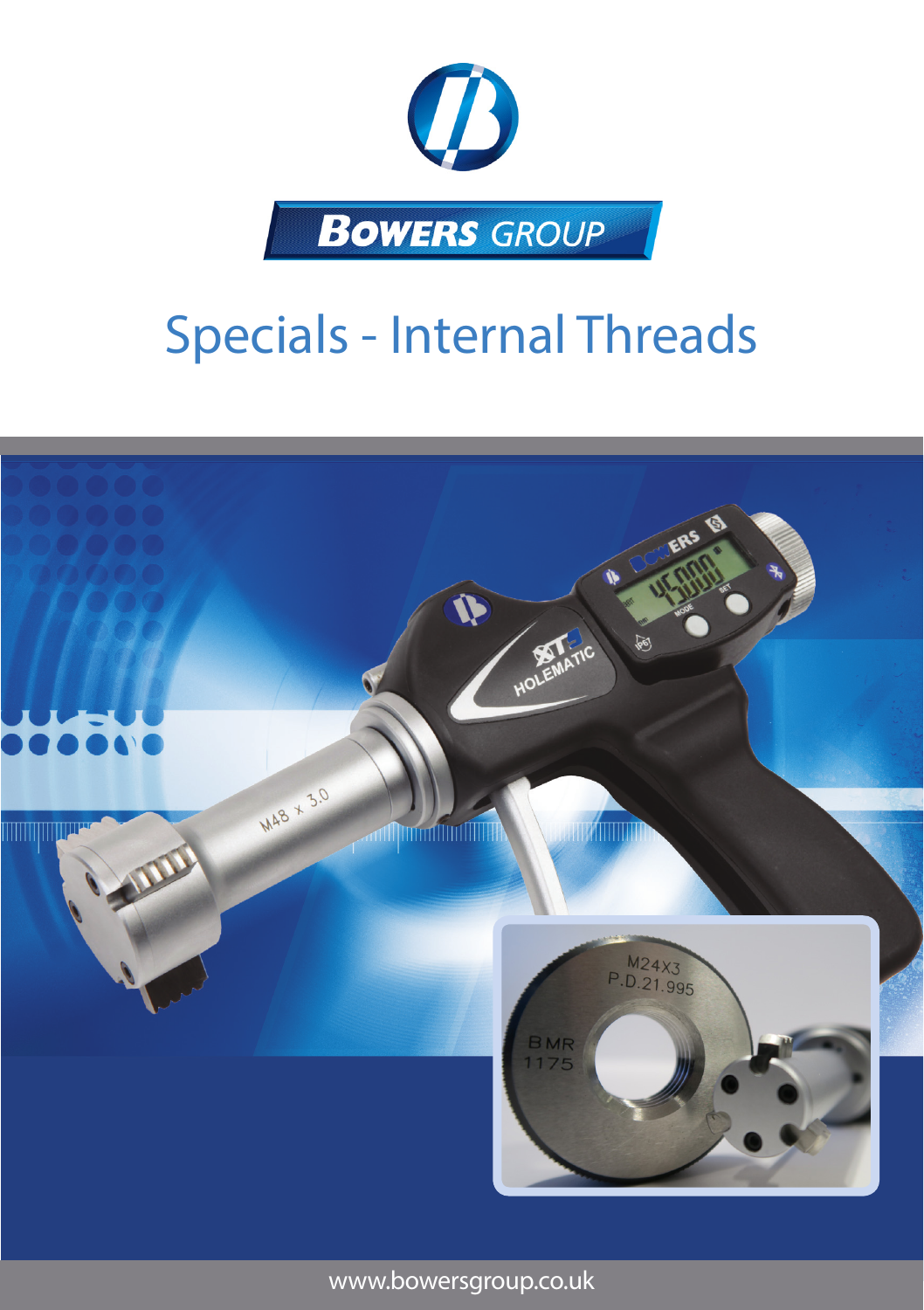BOWERS GROUP

# Specials - Internal Threads

www.bowersgroup.co.uk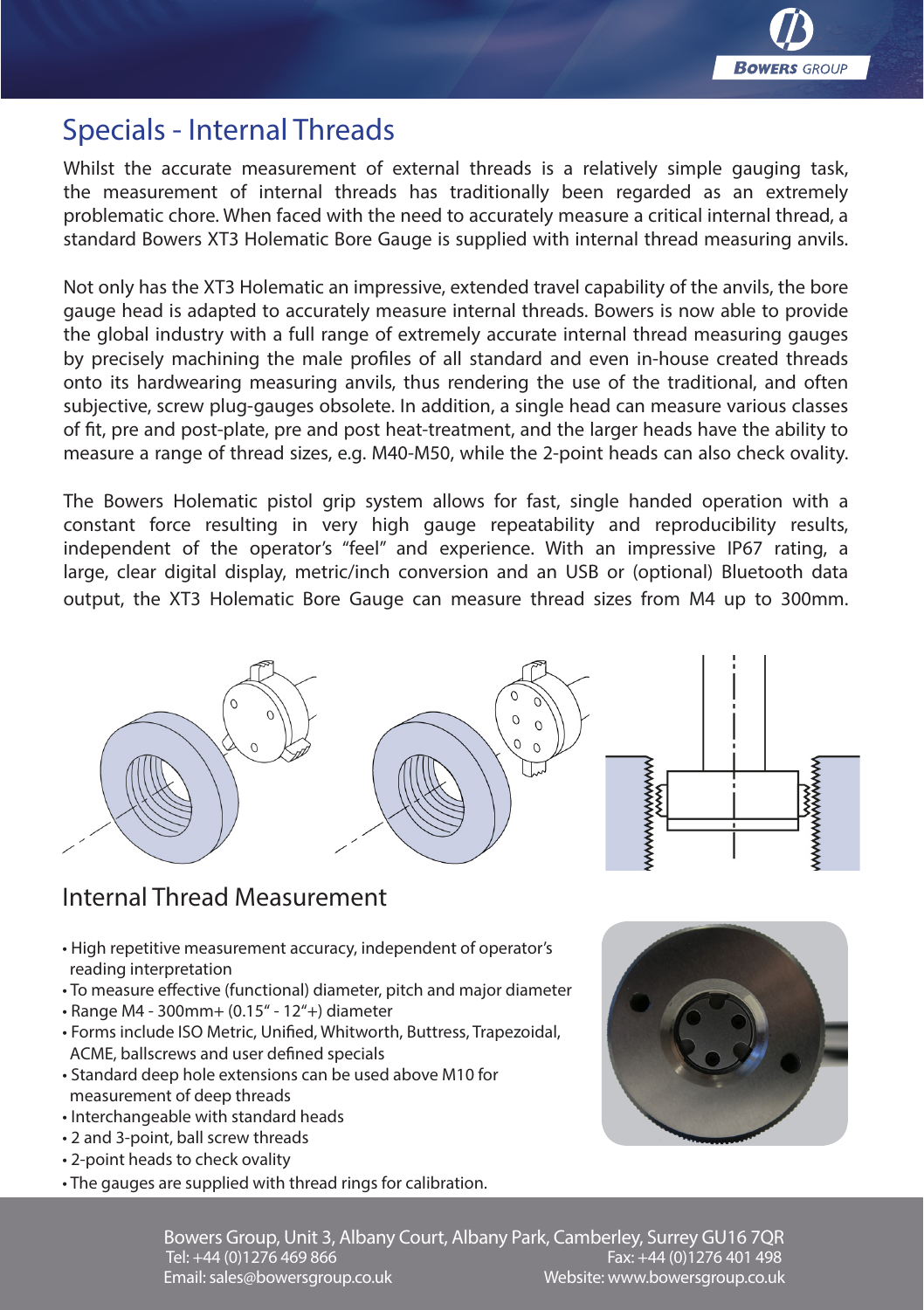# Specials - Internal Threads

Whilst the accurate measurement of external threads is a relatively simple gauging task, the measurement of internal threads has traditionally been regarded as an extremely problematic chore. When faced with the need to accurately measure a critical internal thread, a standard Bowers XT3 Holematic Bore Gauge is supplied with internal thread measuring anvils.

Not only has the XT3 Holematic an impressive, extended travel capability of the anvils, the bore gauge head is adapted to accurately measure internal threads. Bowers is now able to provide the global industry with a full range of extremely accurate internal thread measuring gauges by precisely machining the male profiles of all standard and even in-house created threads onto its hardwearing measuring anvils, thus rendering the use of the traditional, and often subjective, screw plug-gauges obsolete. In addition, a single head can measure various classes of fit, pre and post-plate, pre and post heat-treatment, and the larger heads have the ability to measure a range of thread sizes, e.g. M40-M50, while the 2-point heads can also check ovality.

The Bowers Holematic pistol grip system allows for fast, single handed operation with a constant force resulting in very high gauge repeatability and reproducibility results, independent of the operator's "feel" and experience. With an impressive IP67 rating, a large, clear digital display, metric/inch conversion and an USB or (optional) Bluetooth data output, the XT3 Holematic Bore Gauge can measure thread sizes from M4 up to 300mm.

## Internal Thread Measurement

- High repetitive measurement accuracy, independent of operator's reading interpretation
- To measure effective (functional) diameter, pitch and major diameter
- Range M4 - 300mm+ (0.15" - 12"+) diameter
- Forms include ISO Metric, Unified, Whitworth, Buttress, Trapezoidal, ACME, ballscrews and user defined specials
- Standard deep hole extensions can be used above M10 for measurement of deep threads
- Interchangeable with standard heads
- 2 and 3-point, ball screw threads
- 2-point heads to check ovality
- The gauges are supplied with thread rings for calibration.

Bowers Group, Unit 3, Albany Court, Albany Park, Camberley, Surrey GU16 7QR
Tel: +44 (0)1276 469 866 Fax: +44 (0)1276 401 498
Email: sales@bowersgroup.co.uk Website: www.bowersgroup.co.uk